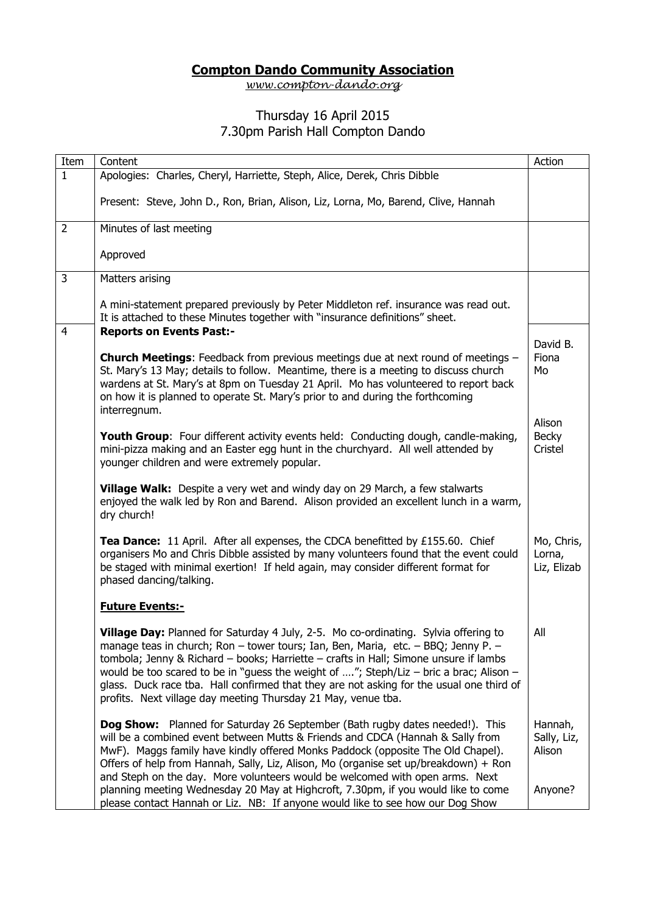# Compton Dando Community Association

*www.compton-dando.org*

Thursday 16 April 2015
7.30pm Parish Hall Compton Dando

| Item | Content | Action |
|---|---|---|
| 1 | Apologies: Charles, Cheryl, Harriette, Steph, Alice, Derek, Chris Dibble<br><br>Present: Steve, John D., Ron, Brian, Alison, Liz, Lorna, Mo, Barend, Clive, Hannah | |
| 2 | Minutes of last meeting<br><br>Approved | |
| 3 | Matters arising<br><br>A mini-statement prepared previously by Peter Middleton ref. insurance was read out. It is attached to these Minutes together with "insurance definitions" sheet. | |
| 4 | **Reports on Events Past:-**<br><br>**Church Meetings**: Feedback from previous meetings due at next round of meetings – St. Mary's 13 May; details to follow. Meantime, there is a meeting to discuss church wardens at St. Mary's at 8pm on Tuesday 21 April. Mo has volunteered to report back on how it is planned to operate St. Mary's prior to and during the forthcoming interregnum. | David B.<br>Fiona<br>Mo |
| | **Youth Group**: Four different activity events held: Conducting dough, candle-making, mini-pizza making and an Easter egg hunt in the churchyard. All well attended by younger children and were extremely popular. | Alison<br>Becky<br>Cristel |
| | **Village Walk:** Despite a very wet and windy day on 29 March, a few stalwarts enjoyed the walk led by Ron and Barend. Alison provided an excellent lunch in a warm, dry church! | |
| | **Tea Dance:** 11 April. After all expenses, the CDCA benefitted by £155.60. Chief organisers Mo and Chris Dibble assisted by many volunteers found that the event could be staged with minimal exertion! If held again, may consider different format for phased dancing/talking. | Mo, Chris,<br>Lorna,<br>Liz, Elizab |
| | **Future Events:-** | |
| | **Village Day:** Planned for Saturday 4 July, 2-5. Mo co-ordinating. Sylvia offering to manage teas in church; Ron – tower tours; Ian, Ben, Maria, etc. – BBQ; Jenny P. – tombola; Jenny & Richard – books; Harriette – crafts in Hall; Simone unsure if lambs would be too scared to be in "guess the weight of …."; Steph/Liz – bric a brac; Alison – glass. Duck race tba. Hall confirmed that they are not asking for the usual one third of profits. Next village day meeting Thursday 21 May, venue tba. | All |
| | **Dog Show:** Planned for Saturday 26 September (Bath rugby dates needed!). This will be a combined event between Mutts & Friends and CDCA (Hannah & Sally from MwF). Maggs family have kindly offered Monks Paddock (opposite The Old Chapel). Offers of help from Hannah, Sally, Liz, Alison, Mo (organise set up/breakdown) + Ron and Steph on the day. More volunteers would be welcomed with open arms. Next planning meeting Wednesday 20 May at Highcroft, 7.30pm, if you would like to come please contact Hannah or Liz. NB: If anyone would like to see how our Dog Show | Hannah,<br>Sally, Liz,<br>Alison<br><br>Anyone? |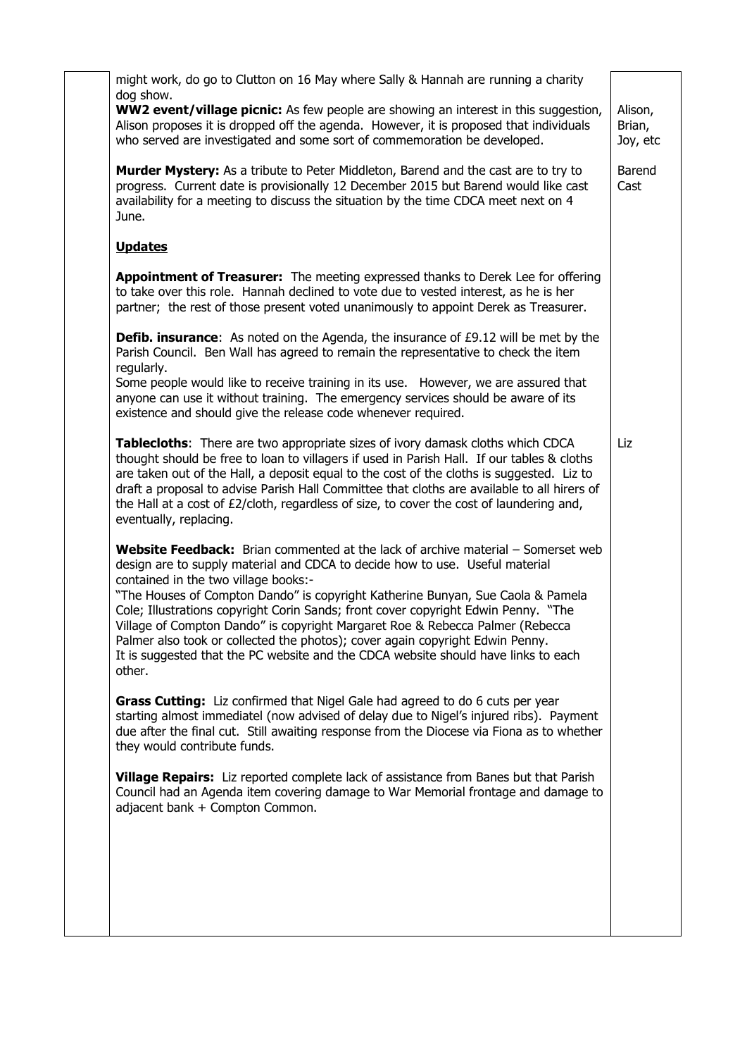| | | |
|---|---|---|
| | might work, do go to Clutton on 16 May where Sally & Hannah are running a charity dog show.<br>**WW2 event/village picnic:** As few people are showing an interest in this suggestion, Alison proposes it is dropped off the agenda. However, it is proposed that individuals who served are investigated and some sort of commemoration be developed. | Alison, Brian, Joy, etc |
| | **Murder Mystery:** As a tribute to Peter Middleton, Barend and the cast are to try to progress. Current date is provisionally 12 December 2015 but Barend would like cast availability for a meeting to discuss the situation by the time CDCA meet next on 4 June. | Barend Cast |
| | **Updates** | |
| | **Appointment of Treasurer:** The meeting expressed thanks to Derek Lee for offering to take over this role. Hannah declined to vote due to vested interest, as he is her partner; the rest of those present voted unanimously to appoint Derek as Treasurer. | |
| | **Defib. insurance**: As noted on the Agenda, the insurance of £9.12 will be met by the Parish Council. Ben Wall has agreed to remain the representative to check the item regularly.<br>Some people would like to receive training in its use. However, we are assured that anyone can use it without training. The emergency services should be aware of its existence and should give the release code whenever required. | |
| | **Tablecloths**: There are two appropriate sizes of ivory damask cloths which CDCA thought should be free to loan to villagers if used in Parish Hall. If our tables & cloths are taken out of the Hall, a deposit equal to the cost of the cloths is suggested. Liz to draft a proposal to advise Parish Hall Committee that cloths are available to all hirers of the Hall at a cost of £2/cloth, regardless of size, to cover the cost of laundering and, eventually, replacing. | Liz |
| | **Website Feedback:** Brian commented at the lack of archive material – Somerset web design are to supply material and CDCA to decide how to use. Useful material contained in the two village books:-<br>"The Houses of Compton Dando" is copyright Katherine Bunyan, Sue Caola & Pamela Cole; Illustrations copyright Corin Sands; front cover copyright Edwin Penny. "The Village of Compton Dando" is copyright Margaret Roe & Rebecca Palmer (Rebecca Palmer also took or collected the photos); cover again copyright Edwin Penny.<br>It is suggested that the PC website and the CDCA website should have links to each other. | |
| | **Grass Cutting:** Liz confirmed that Nigel Gale had agreed to do 6 cuts per year starting almost immediatel (now advised of delay due to Nigel's injured ribs). Payment due after the final cut. Still awaiting response from the Diocese via Fiona as to whether they would contribute funds. | |
| | **Village Repairs:** Liz reported complete lack of assistance from Banes but that Parish Council had an Agenda item covering damage to War Memorial frontage and damage to adjacent bank + Compton Common. | |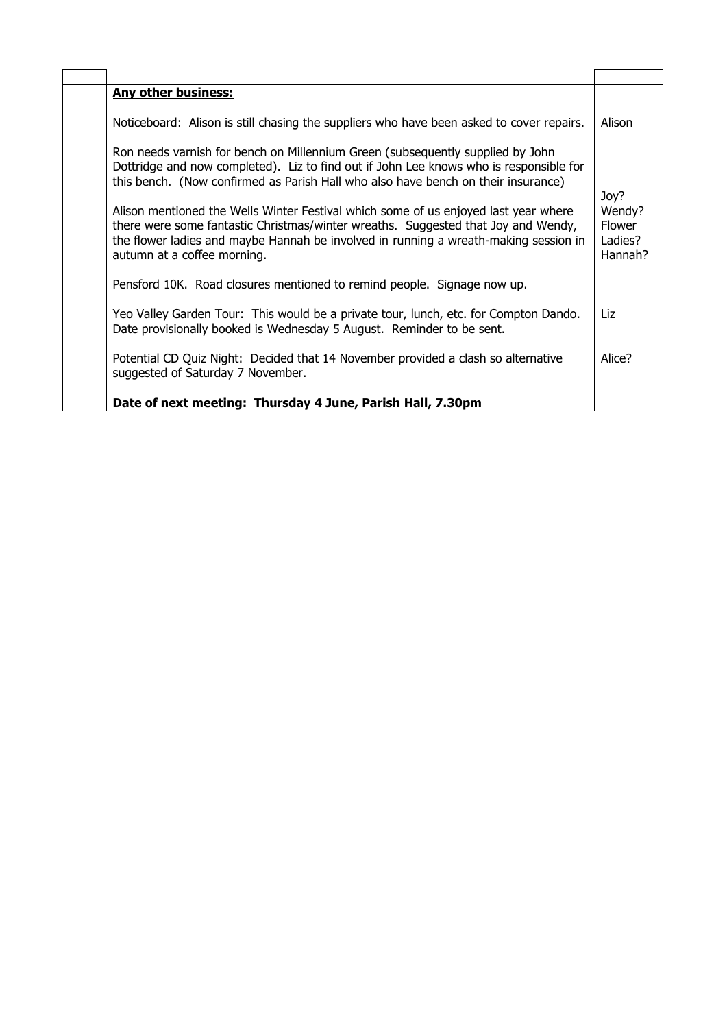| | | |
|---|---|---|
| | **Any other business:** | |
| | Noticeboard: Alison is still chasing the suppliers who have been asked to cover repairs. | Alison |
| | Ron needs varnish for bench on Millennium Green (subsequently supplied by John Dottridge and now completed). Liz to find out if John Lee knows who is responsible for this bench. (Now confirmed as Parish Hall who also have bench on their insurance) | |
| | Alison mentioned the Wells Winter Festival which some of us enjoyed last year where there were some fantastic Christmas/winter wreaths. Suggested that Joy and Wendy, the flower ladies and maybe Hannah be involved in running a wreath-making session in autumn at a coffee morning. | Joy? Wendy? Flower Ladies? Hannah? |
| | Pensford 10K. Road closures mentioned to remind people. Signage now up. | |
| | Yeo Valley Garden Tour: This would be a private tour, lunch, etc. for Compton Dando. Date provisionally booked is Wednesday 5 August. Reminder to be sent. | Liz |
| | Potential CD Quiz Night: Decided that 14 November provided a clash so alternative suggested of Saturday 7 November. | Alice? |
| | **Date of next meeting: Thursday 4 June, Parish Hall, 7.30pm** | |